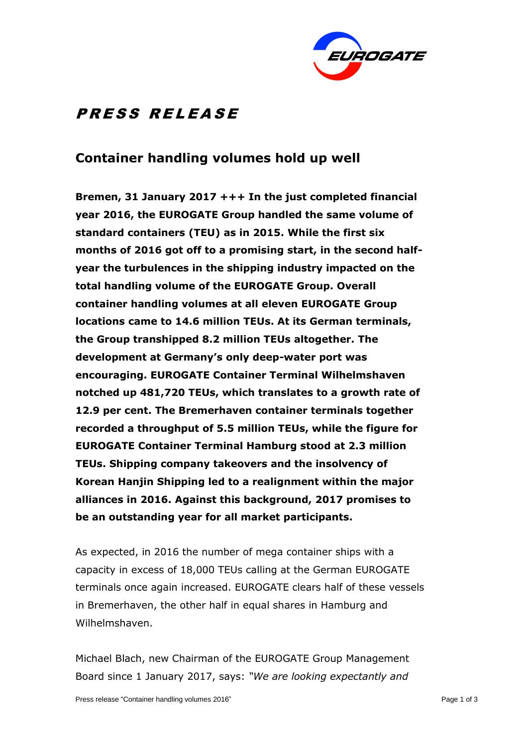# PRESS RELEASE

## Container handling volumes hold up well

**Bremen, 31 January 2017 +++ In the just completed financial year 2016, the EUROGATE Group handled the same volume of standard containers (TEU) as in 2015. While the first six months of 2016 got off to a promising start, in the second half-year the turbulences in the shipping industry impacted on the total handling volume of the EUROGATE Group. Overall container handling volumes at all eleven EUROGATE Group locations came to 14.6 million TEUs. At its German terminals, the Group transhipped 8.2 million TEUs altogether. The development at Germany's only deep-water port was encouraging. EUROGATE Container Terminal Wilhelmshaven notched up 481,720 TEUs, which translates to a growth rate of 12.9 per cent. The Bremerhaven container terminals together recorded a throughput of 5.5 million TEUs, while the figure for EUROGATE Container Terminal Hamburg stood at 2.3 million TEUs. Shipping company takeovers and the insolvency of Korean Hanjin Shipping led to a realignment within the major alliances in 2016. Against this background, 2017 promises to be an outstanding year for all market participants.**

As expected, in 2016 the number of mega container ships with a capacity in excess of 18,000 TEUs calling at the German EUROGATE terminals once again increased. EUROGATE clears half of these vessels in Bremerhaven, the other half in equal shares in Hamburg and Wilhelmshaven.

Michael Blach, new Chairman of the EUROGATE Group Management Board since 1 January 2017, says: *"We are looking expectantly and*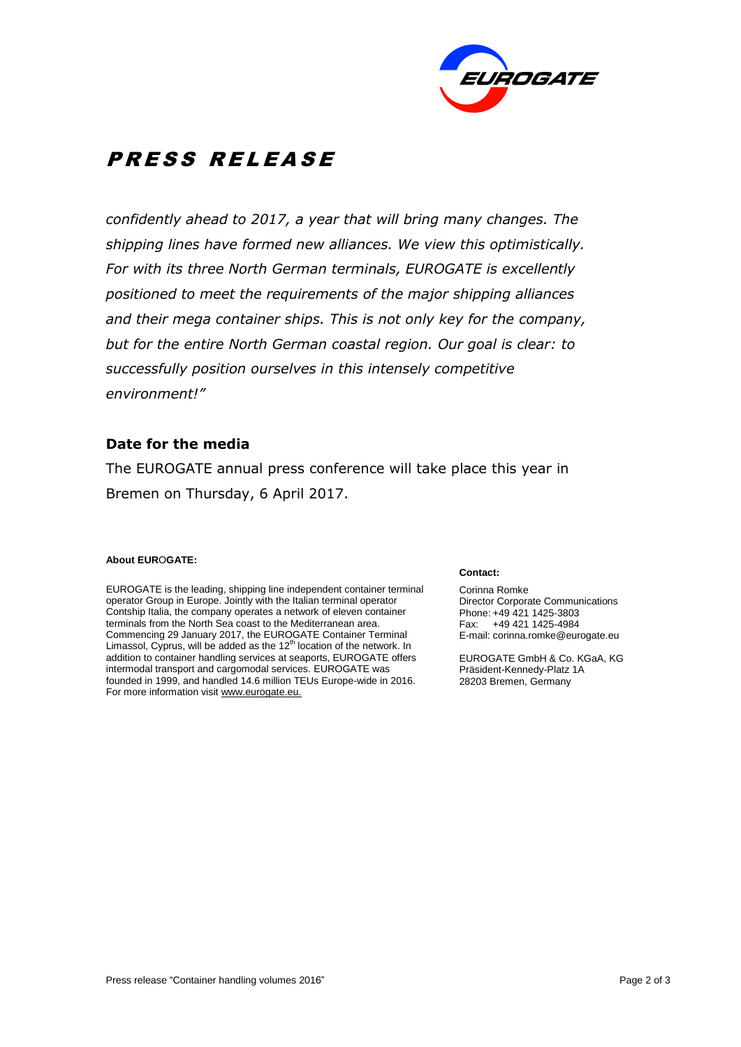*confidently ahead to 2017, a year that will bring many changes. The shipping lines have formed new alliances. We view this optimistically. For with its three North German terminals, EUROGATE is excellently positioned to meet the requirements of the major shipping alliances and their mega container ships. This is not only key for the company, but for the entire North German coastal region. Our goal is clear: to successfully position ourselves in this intensely competitive environment!"*

## Date for the media

The EUROGATE annual press conference will take place this year in Bremen on Thursday, 6 April 2017.

**About EUROGATE:**

EUROGATE is the leading, shipping line independent container terminal operator Group in Europe. Jointly with the Italian terminal operator Contship Italia, the company operates a network of eleven container terminals from the North Sea coast to the Mediterranean area. Commencing 29 January 2017, the EUROGATE Container Terminal Limassol, Cyprus, will be added as the 12th location of the network. In addition to container handling services at seaports, EUROGATE offers intermodal transport and cargomodal services. EUROGATE was founded in 1999, and handled 14.6 million TEUs Europe-wide in 2016. For more information visit www.eurogate.eu.

**Contact:**

Corinna Romke
Director Corporate Communications
Phone: +49 421 1425-3803
Fax: +49 421 1425-4984
E-mail: corinna.romke@eurogate.eu

EUROGATE GmbH & Co. KGaA, KG
Präsident-Kennedy-Platz 1A
28203 Bremen, Germany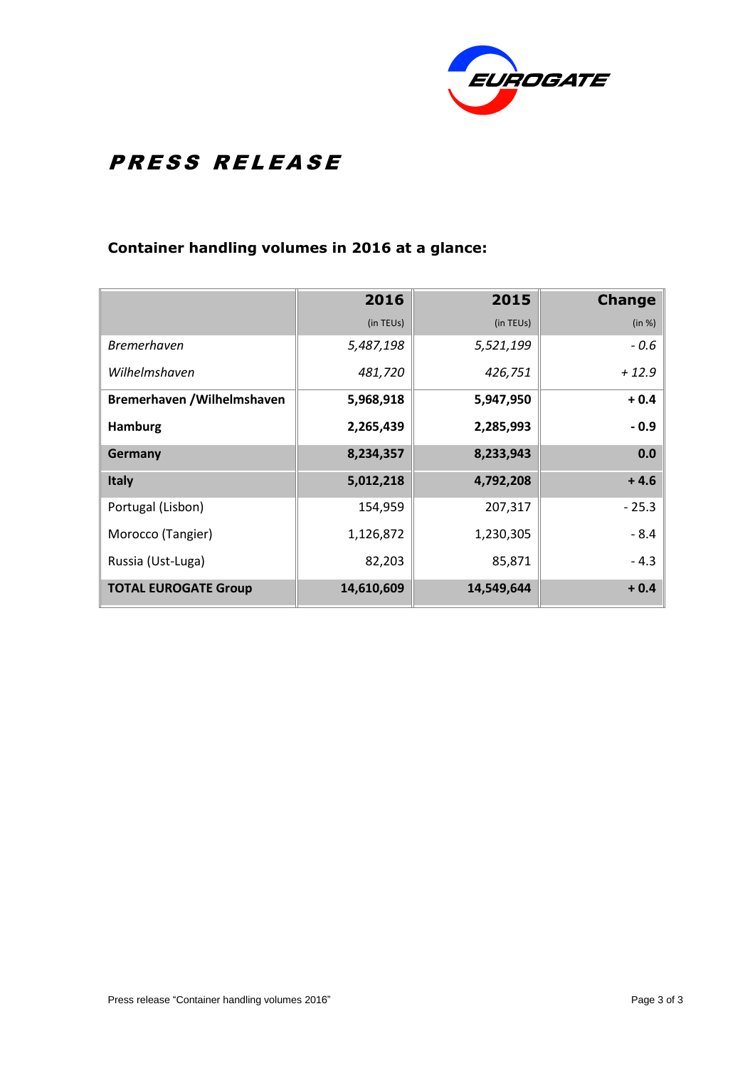## *PRESS RELEASE*

### Container handling volumes in 2016 at a glance:

| | **2016** (in TEUs) | **2015** (in TEUs) | **Change** (in %) |
|---|---|---|---|
| *Bremerhaven* | *5,487,198* | *5,521,199* | *- 0.6* |
| *Wilhelmshaven* | *481,720* | *426,751* | *+ 12.9* |
| **Bremerhaven /Wilhelmshaven** | **5,968,918** | **5,947,950** | **+ 0.4** |
| **Hamburg** | **2,265,439** | **2,285,993** | **- 0.9** |
| **Germany** | **8,234,357** | **8,233,943** | **0.0** |
| **Italy** | **5,012,218** | **4,792,208** | **+ 4.6** |
| Portugal (Lisbon) | 154,959 | 207,317 | - 25.3 |
| Morocco (Tangier) | 1,126,872 | 1,230,305 | - 8.4 |
| Russia (Ust-Luga) | 82,203 | 85,871 | - 4.3 |
| **TOTAL EUROGATE Group** | **14,610,609** | **14,549,644** | **+ 0.4** |